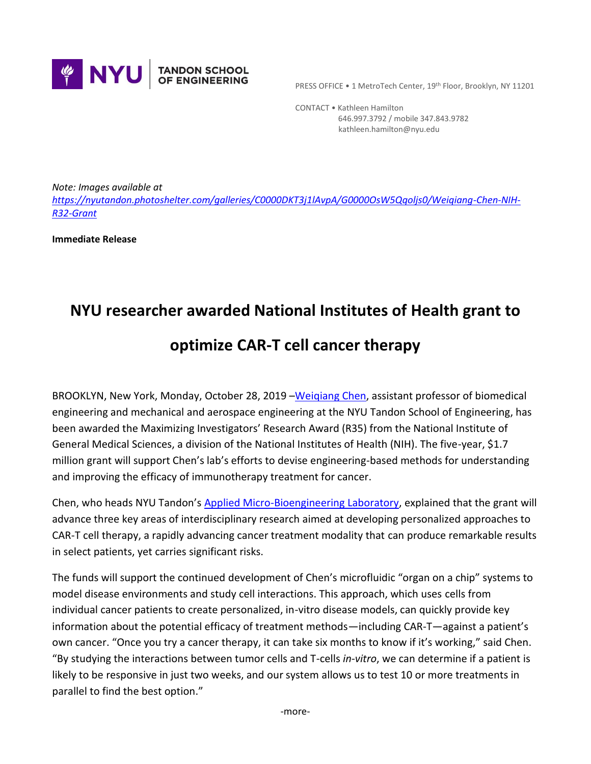NYU | TANDON SCHOOL OF ENGINEERING

PRESS OFFICE • 1 MetroTech Center, 19th Floor, Brooklyn, NY 11201

CONTACT • Kathleen Hamilton
646.997.3792 / mobile 347.843.9782
kathleen.hamilton@nyu.edu

*Note: Images available at [https://nyutandon.photoshelter.com/galleries/C0000DKT3j1lAvpA/G0000OsW5Qqoljs0/Weiqiang-Chen-NIH-R32-Grant](https://nyutandon.photoshelter.com/galleries/C0000DKT3j1lAvpA/G0000OsW5Qqoljs0/Weiqiang-Chen-NIH-R32-Grant)*

**Immediate Release**

# NYU researcher awarded National Institutes of Health grant to optimize CAR-T cell cancer therapy

BROOKLYN, New York, Monday, October 28, 2019 –[Weiqiang Chen](), assistant professor of biomedical engineering and mechanical and aerospace engineering at the NYU Tandon School of Engineering, has been awarded the Maximizing Investigators' Research Award (R35) from the National Institute of General Medical Sciences, a division of the National Institutes of Health (NIH). The five-year, $1.7 million grant will support Chen's lab's efforts to devise engineering-based methods for understanding and improving the efficacy of immunotherapy treatment for cancer.

Chen, who heads NYU Tandon's [Applied Micro-Bioengineering Laboratory](), explained that the grant will advance three key areas of interdisciplinary research aimed at developing personalized approaches to CAR-T cell therapy, a rapidly advancing cancer treatment modality that can produce remarkable results in select patients, yet carries significant risks.

The funds will support the continued development of Chen's microfluidic "organ on a chip" systems to model disease environments and study cell interactions. This approach, which uses cells from individual cancer patients to create personalized, in-vitro disease models, can quickly provide key information about the potential efficacy of treatment methods—including CAR-T—against a patient's own cancer. "Once you try a cancer therapy, it can take six months to know if it's working," said Chen. "By studying the interactions between tumor cells and T-cells *in-vitro*, we can determine if a patient is likely to be responsive in just two weeks, and our system allows us to test 10 or more treatments in parallel to find the best option."

-more-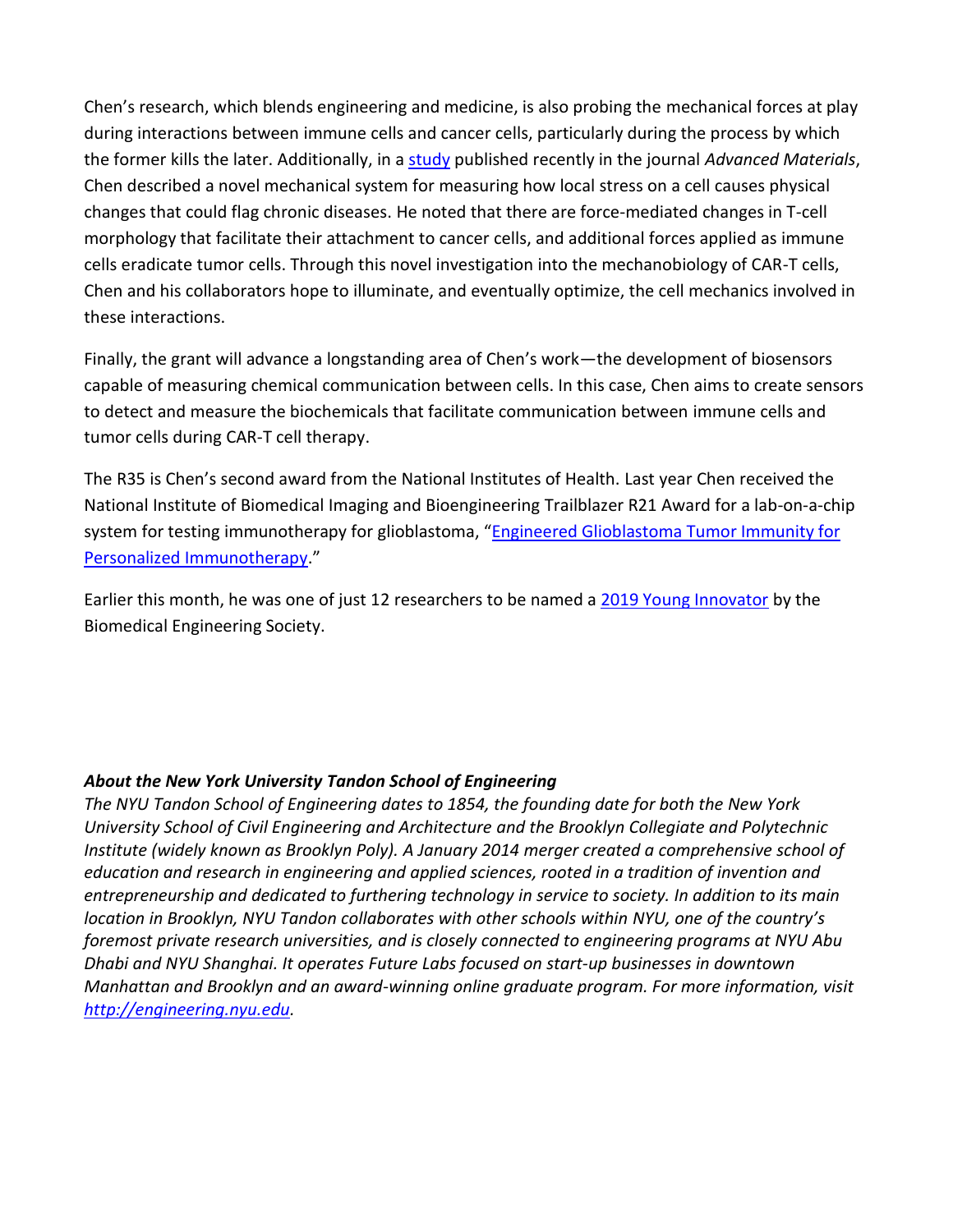Chen's research, which blends engineering and medicine, is also probing the mechanical forces at play during interactions between immune cells and cancer cells, particularly during the process by which the former kills the later. Additionally, in a [study](#) published recently in the journal *Advanced Materials*, Chen described a novel mechanical system for measuring how local stress on a cell causes physical changes that could flag chronic diseases. He noted that there are force-mediated changes in T-cell morphology that facilitate their attachment to cancer cells, and additional forces applied as immune cells eradicate tumor cells. Through this novel investigation into the mechanobiology of CAR-T cells, Chen and his collaborators hope to illuminate, and eventually optimize, the cell mechanics involved in these interactions.

Finally, the grant will advance a longstanding area of Chen's work—the development of biosensors capable of measuring chemical communication between cells. In this case, Chen aims to create sensors to detect and measure the biochemicals that facilitate communication between immune cells and tumor cells during CAR-T cell therapy.

The R35 is Chen's second award from the National Institutes of Health. Last year Chen received the National Institute of Biomedical Imaging and Bioengineering Trailblazer R21 Award for a lab-on-a-chip system for testing immunotherapy for glioblastoma, "[Engineered Glioblastoma Tumor Immunity for Personalized Immunotherapy](#)."

Earlier this month, he was one of just 12 researchers to be named a [2019 Young Innovator](#) by the Biomedical Engineering Society.

***About the New York University Tandon School of Engineering***
*The NYU Tandon School of Engineering dates to 1854, the founding date for both the New York University School of Civil Engineering and Architecture and the Brooklyn Collegiate and Polytechnic Institute (widely known as Brooklyn Poly). A January 2014 merger created a comprehensive school of education and research in engineering and applied sciences, rooted in a tradition of invention and entrepreneurship and dedicated to furthering technology in service to society. In addition to its main location in Brooklyn, NYU Tandon collaborates with other schools within NYU, one of the country's foremost private research universities, and is closely connected to engineering programs at NYU Abu Dhabi and NYU Shanghai. It operates Future Labs focused on start-up businesses in downtown Manhattan and Brooklyn and an award-winning online graduate program. For more information, visit [http://engineering.nyu.edu](http://engineering.nyu.edu).*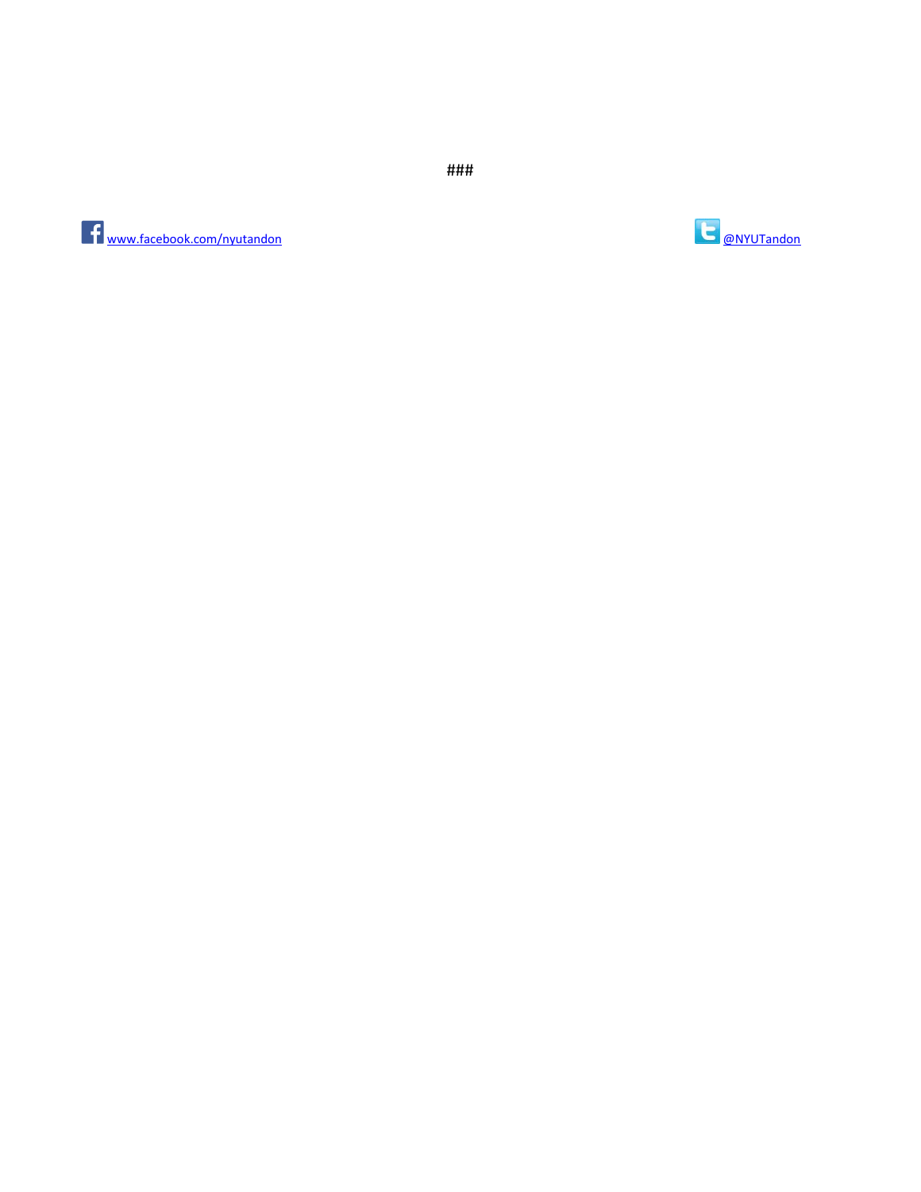###

www.facebook.com/nyutandon

@NYUTandon